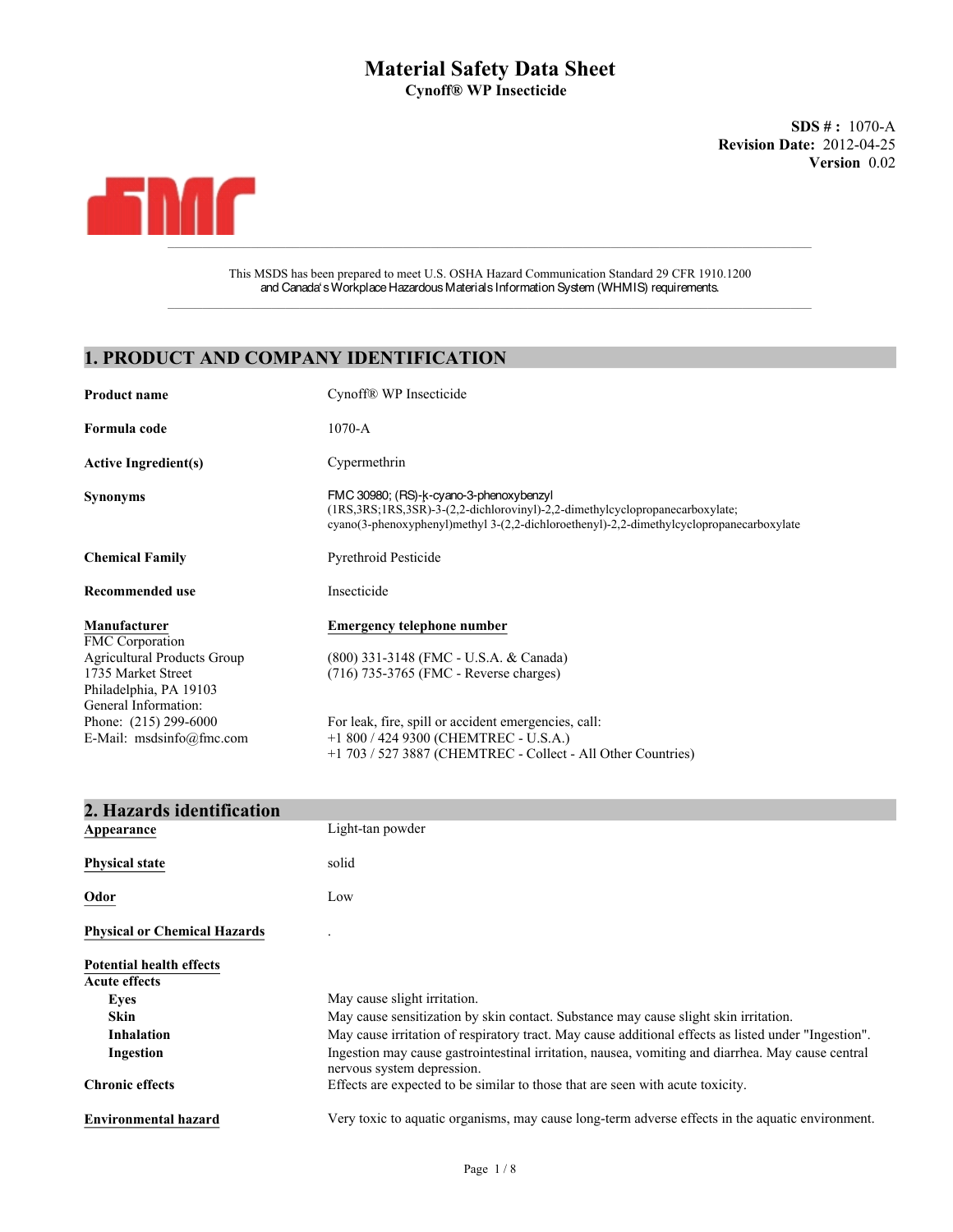# Material Safety Data Sheet

**Cynoff® WP Insecticide**

**SDS # :** 1070-A
**Revision Date:** 2012-04-25
**Version** 0.02

This MSDS has been prepared to meet U.S. OSHA Hazard Communication Standard 29 CFR 1910.1200 and Canada's Workplace Hazardous Materials Information System (WHMIS) requirements.

## 1. PRODUCT AND COMPANY IDENTIFICATION

**Product name**: Cynoff® WP Insecticide

**Formula code**: 1070-A

**Active Ingredient(s)**: Cypermethrin

**Synonyms**: FMC 30980; (RS)-ķ-cyano-3-phenoxybenzyl (1RS,3RS;1RS,3SR)-3-(2,2-dichlorovinyl)-2,2-dimethylcyclopropanecarboxylate; cyano(3-phenoxyphenyl)methyl 3-(2,2-dichloroethenyl)-2,2-dimethylcyclopropanecarboxylate

**Chemical Family**: Pyrethroid Pesticide

**Recommended use**: Insecticide

**Manufacturer**
FMC Corporation
Agricultural Products Group
1735 Market Street
Philadelphia, PA 19103
General Information:
Phone: (215) 299-6000
E-Mail: msdsinfo@fmc.com

**Emergency telephone number**
(800) 331-3148 (FMC - U.S.A. & Canada)
(716) 735-3765 (FMC - Reverse charges)

For leak, fire, spill or accident emergencies, call:
+1 800 / 424 9300 (CHEMTREC - U.S.A.)
+1 703 / 527 3887 (CHEMTREC - Collect - All Other Countries)

## 2. Hazards identification

**Appearance**: Light-tan powder

**Physical state**: solid

**Odor**: Low

**Physical or Chemical Hazards**: .

**Potential health effects**

**Acute effects**

- **Eyes**: May cause slight irritation.
- **Skin**: May cause sensitization by skin contact. Substance may cause slight skin irritation.
- **Inhalation**: May cause irritation of respiratory tract. May cause additional effects as listed under "Ingestion".
- **Ingestion**: Ingestion may cause gastrointestinal irritation, nausea, vomiting and diarrhea. May cause central nervous system depression.

**Chronic effects**: Effects are expected to be similar to those that are seen with acute toxicity.

**Environmental hazard**: Very toxic to aquatic organisms, may cause long-term adverse effects in the aquatic environment.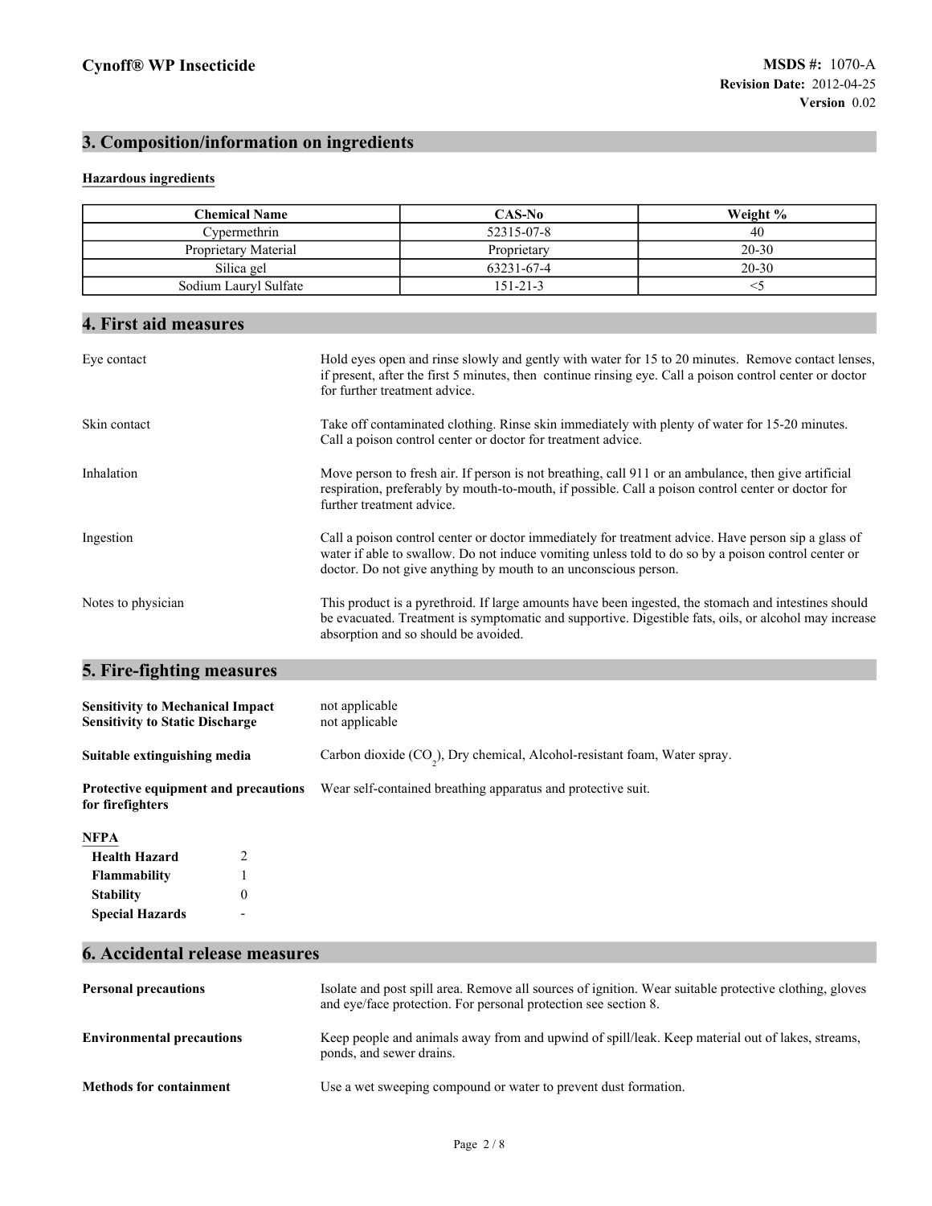## 3. Composition/information on ingredients

**Hazardous ingredients**

| Chemical Name | CAS-No | Weight % |
|---|---|---|
| Cypermethrin | 52315-07-8 | 40 |
| Proprietary Material | Proprietary | 20-30 |
| Silica gel | 63231-67-4 | 20-30 |
| Sodium Lauryl Sulfate | 151-21-3 | <5 |

## 4. First aid measures

| | |
|---|---|
| Eye contact | Hold eyes open and rinse slowly and gently with water for 15 to 20 minutes. Remove contact lenses, if present, after the first 5 minutes, then continue rinsing eye. Call a poison control center or doctor for further treatment advice. |
| Skin contact | Take off contaminated clothing. Rinse skin immediately with plenty of water for 15-20 minutes. Call a poison control center or doctor for treatment advice. |
| Inhalation | Move person to fresh air. If person is not breathing, call 911 or an ambulance, then give artificial respiration, preferably by mouth-to-mouth, if possible. Call a poison control center or doctor for further treatment advice. |
| Ingestion | Call a poison control center or doctor immediately for treatment advice. Have person sip a glass of water if able to swallow. Do not induce vomiting unless told to do so by a poison control center or doctor. Do not give anything by mouth to an unconscious person. |
| Notes to physician | This product is a pyrethroid. If large amounts have been ingested, the stomach and intestines should be evacuated. Treatment is symptomatic and supportive. Digestible fats, oils, or alcohol may increase absorption and so should be avoided. |

## 5. Fire-fighting measures

**Sensitivity to Mechanical Impact** not applicable
**Sensitivity to Static Discharge** not applicable

**Suitable extinguishing media** Carbon dioxide ($CO_2$), Dry chemical, Alcohol-resistant foam, Water spray.

**Protective equipment and precautions for firefighters** Wear self-contained breathing apparatus and protective suit.

**NFPA**

| | |
|---|---|
| **Health Hazard** | 2 |
| **Flammability** | 1 |
| **Stability** | 0 |
| **Special Hazards** | - |

## 6. Accidental release measures

**Personal precautions** Isolate and post spill area. Remove all sources of ignition. Wear suitable protective clothing, gloves and eye/face protection. For personal protection see section 8.

**Environmental precautions** Keep people and animals away from and upwind of spill/leak. Keep material out of lakes, streams, ponds, and sewer drains.

**Methods for containment** Use a wet sweeping compound or water to prevent dust formation.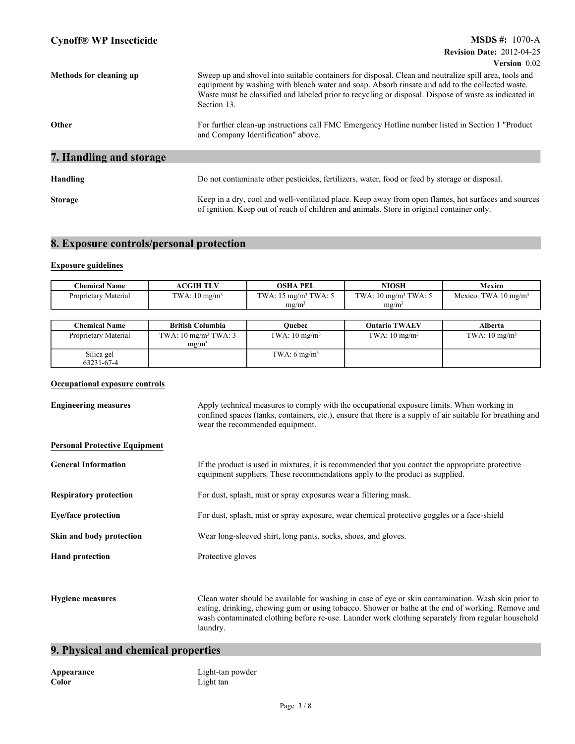**Methods for cleaning up** Sweep up and shovel into suitable containers for disposal. Clean and neutralize spill area, tools and equipment by washing with bleach water and soap. Absorb rinsate and add to the collected waste. Waste must be classified and labeled prior to recycling or disposal. Dispose of waste as indicated in Section 13.

**Other** For further clean-up instructions call FMC Emergency Hotline number listed in Section 1 "Product and Company Identification" above.

## 7. Handling and storage

**Handling** Do not contaminate other pesticides, fertilizers, water, food or feed by storage or disposal.

**Storage** Keep in a dry, cool and well-ventilated place. Keep away from open flames, hot surfaces and sources of ignition. Keep out of reach of children and animals. Store in original container only.

## 8. Exposure controls/personal protection

### Exposure guidelines

| Chemical Name | ACGIH TLV | OSHA PEL | NIOSH | Mexico |
|---|---|---|---|---|
| Proprietary Material | TWA: 10 mg/m³ | TWA: 15 mg/m³ TWA: 5 mg/m³ | TWA: 10 mg/m³ TWA: 5 mg/m³ | Mexico: TWA 10 mg/m³ |

| Chemical Name | British Columbia | Quebec | Ontario TWAEV | Alberta |
|---|---|---|---|---|
| Proprietary Material | TWA: 10 mg/m³ TWA: 3 mg/m³ | TWA: 10 mg/m³ | TWA: 10 mg/m³ | TWA: 10 mg/m³ |
| Silica gel 63231-67-4 | | TWA: 6 mg/m³ | | |

### Occupational exposure controls

**Engineering measures** Apply technical measures to comply with the occupational exposure limits. When working in confined spaces (tanks, containers, etc.), ensure that there is a supply of air suitable for breathing and wear the recommended equipment.

### Personal Protective Equipment

**General Information** If the product is used in mixtures, it is recommended that you contact the appropriate protective equipment suppliers. These recommendations apply to the product as supplied.

**Respiratory protection** For dust, splash, mist or spray exposures wear a filtering mask.

**Eye/face protection** For dust, splash, mist or spray exposure, wear chemical protective goggles or a face-shield

**Skin and body protection** Wear long-sleeved shirt, long pants, socks, shoes, and gloves.

**Hand protection** Protective gloves

**Hygiene measures** Clean water should be available for washing in case of eye or skin contamination. Wash skin prior to eating, drinking, chewing gum or using tobacco. Shower or bathe at the end of working. Remove and wash contaminated clothing before re-use. Launder work clothing separately from regular household laundry.

## 9. Physical and chemical properties

**Appearance** Light-tan powder
**Color** Light tan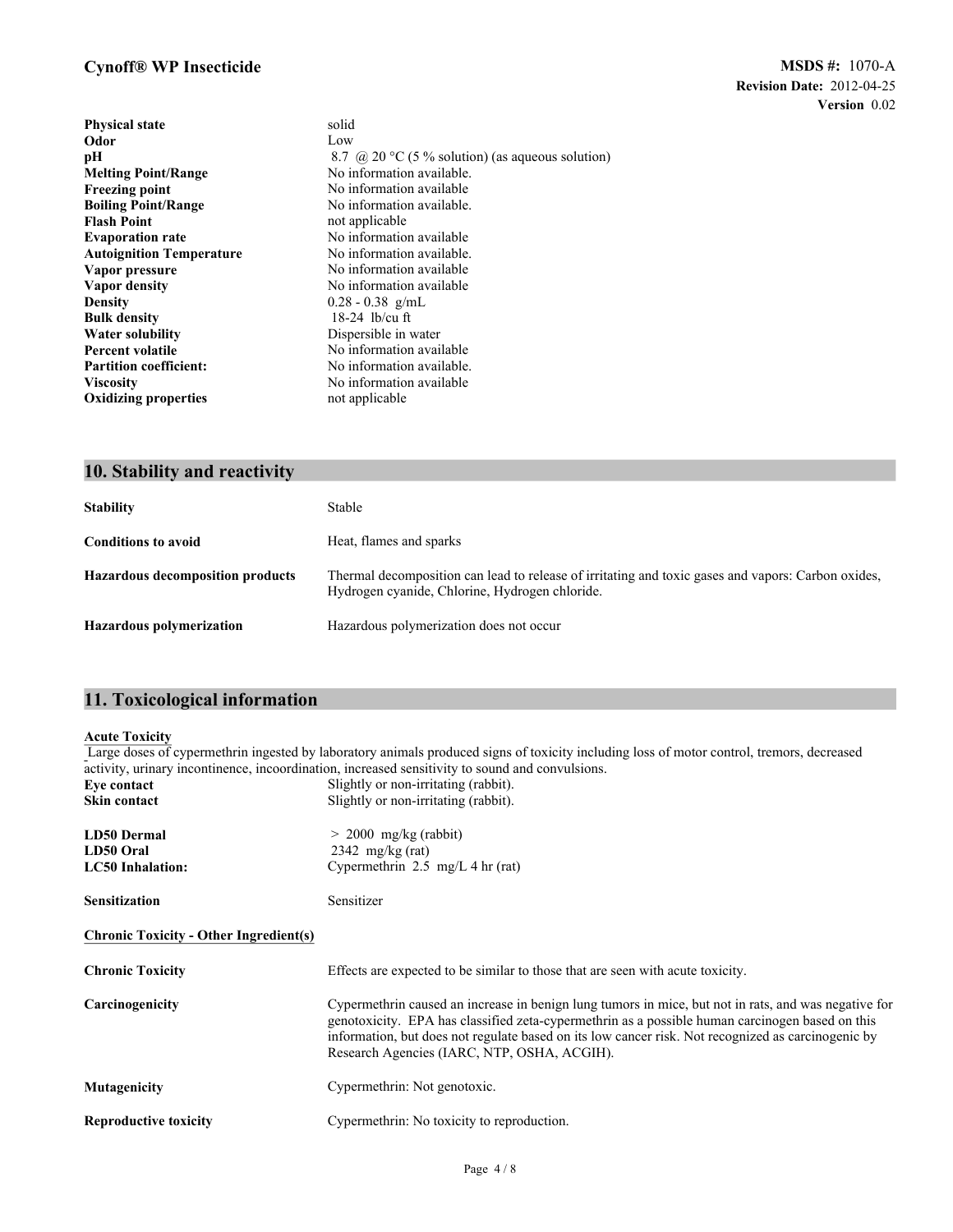| | |
|---|---|
| **Physical state** | solid |
| **Odor** | Low |
| **pH** | 8.7 @ 20 °C (5 % solution) (as aqueous solution) |
| **Melting Point/Range** | No information available. |
| **Freezing point** | No information available |
| **Boiling Point/Range** | No information available. |
| **Flash Point** | not applicable |
| **Evaporation rate** | No information available |
| **Autoignition Temperature** | No information available. |
| **Vapor pressure** | No information available |
| **Vapor density** | No information available |
| **Density** | 0.28 - 0.38 g/mL |
| **Bulk density** | 18-24 lb/cu ft |
| **Water solubility** | Dispersible in water |
| **Percent volatile** | No information available |
| **Partition coefficient:** | No information available. |
| **Viscosity** | No information available |
| **Oxidizing properties** | not applicable |

## 10. Stability and reactivity

| | |
|---|---|
| **Stability** | Stable |
| **Conditions to avoid** | Heat, flames and sparks |
| **Hazardous decomposition products** | Thermal decomposition can lead to release of irritating and toxic gases and vapors: Carbon oxides, Hydrogen cyanide, Chlorine, Hydrogen chloride. |
| **Hazardous polymerization** | Hazardous polymerization does not occur |

## 11. Toxicological information

**Acute Toxicity**

Large doses of cypermethrin ingested by laboratory animals produced signs of toxicity including loss of motor control, tremors, decreased activity, urinary incontinence, incoordination, increased sensitivity to sound and convulsions.

| | |
|---|---|
| **Eye contact** | Slightly or non-irritating (rabbit). |
| **Skin contact** | Slightly or non-irritating (rabbit). |
| **LD50 Dermal** | > 2000 mg/kg (rabbit) |
| **LD50 Oral** | 2342 mg/kg (rat) |
| **LC50 Inhalation:** | Cypermethrin 2.5 mg/L 4 hr (rat) |
| **Sensitization** | Sensitizer |

**Chronic Toxicity - Other Ingredient(s)**

| | |
|---|---|
| **Chronic Toxicity** | Effects are expected to be similar to those that are seen with acute toxicity. |
| **Carcinogenicity** | Cypermethrin caused an increase in benign lung tumors in mice, but not in rats, and was negative for genotoxicity. EPA has classified zeta-cypermethrin as a possible human carcinogen based on this information, but does not regulate based on its low cancer risk. Not recognized as carcinogenic by Research Agencies (IARC, NTP, OSHA, ACGIH). |
| **Mutagenicity** | Cypermethrin: Not genotoxic. |
| **Reproductive toxicity** | Cypermethrin: No toxicity to reproduction. |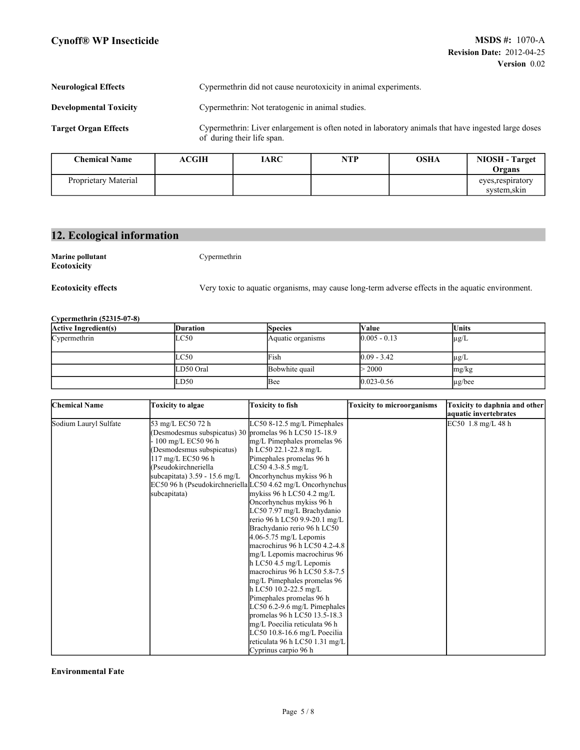**Neurological Effects** Cypermethrin did not cause neurotoxicity in animal experiments.

**Developmental Toxicity** Cypermethrin: Not teratogenic in animal studies.

**Target Organ Effects** Cypermethrin: Liver enlargement is often noted in laboratory animals that have ingested large doses of during their life span.

| Chemical Name | ACGIH | IARC | NTP | OSHA | NIOSH - Target Organs |
|---|---|---|---|---|---|
| Proprietary Material | | | | | eyes,respiratory system,skin |

## 12. Ecological information

**Marine pollutant** Cypermethrin
**Ecotoxicity**

**Ecotoxicity effects** Very toxic to aquatic organisms, may cause long-term adverse effects in the aquatic environment.

**Cypermethrin (52315-07-8)**

| Active Ingredient(s) | Duration | Species | Value | Units |
|---|---|---|---|---|
| Cypermethrin | LC50 | Aquatic organisms | 0.005 - 0.13 | µg/L |
| | LC50 | Fish | 0.09 - 3.42 | µg/L |
| | LD50 Oral | Bobwhite quail | > 2000 | mg/kg |
| | LD50 | Bee | 0.023-0.56 | µg/bee |

| Chemical Name | Toxicity to algae | Toxicity to fish | Toxicity to microorganisms | Toxicity to daphnia and other aquatic invertebrates |
|---|---|---|---|---|
| Sodium Lauryl Sulfate | 53 mg/L EC50 72 h (Desmodesmus subspicatus) 30 - 100 mg/L EC50 96 h (Desmodesmus subspicatus) 117 mg/L EC50 96 h (Pseudokirchneriella subcapitata) 3.59 - 15.6 mg/L EC50 96 h (Pseudokirchneriella subcapitata) | LC50 8-12.5 mg/L Pimephales promelas 96 h LC50 15-18.9 mg/L Pimephales promelas 96 h LC50 22.1-22.8 mg/L Pimephales promelas 96 h LC50 4.3-8.5 mg/L Oncorhynchus mykiss 96 h LC50 4.62 mg/L Oncorhynchus mykiss 96 h LC50 4.2 mg/L Oncorhynchus mykiss 96 h LC50 7.97 mg/L Brachydanio rerio 96 h LC50 9.9-20.1 mg/L Brachydanio rerio 96 h LC50 4.06-5.75 mg/L Lepomis macrochirus 96 h LC50 4.2-4.8 mg/L Lepomis macrochirus 96 h LC50 4.5 mg/L Lepomis macrochirus 96 h LC50 5.8-7.5 mg/L Pimephales promelas 96 h LC50 10.2-22.5 mg/L Pimephales promelas 96 h LC50 6.2-9.6 mg/L Pimephales promelas 96 h LC50 13.5-18.3 mg/L Poecilia reticulata 96 h LC50 10.8-16.6 mg/L Poecilia reticulata 96 h LC50 1.31 mg/L Cyprinus carpio 96 h | | EC50 1.8 mg/L 48 h |

**Environmental Fate**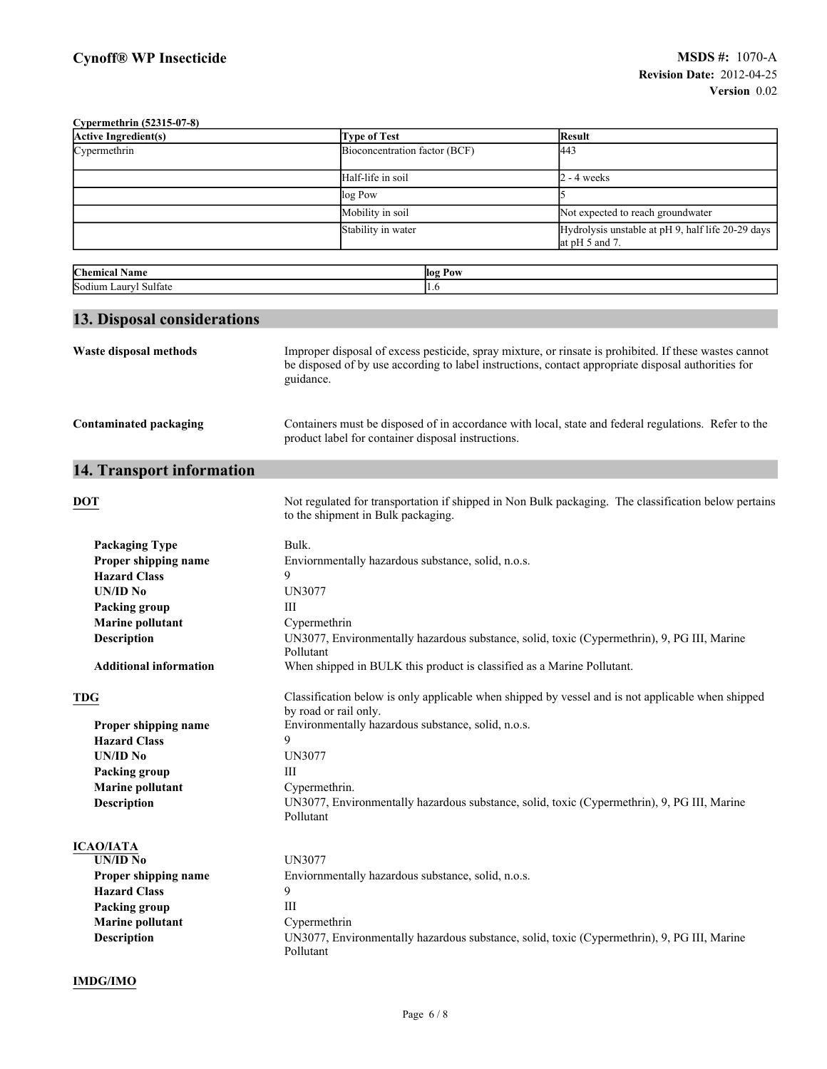**Cypermethrin (52315-07-8)**

| Active Ingredient(s) | Type of Test | Result |
|---|---|---|
| Cypermethrin | Bioconcentration factor (BCF) | 443 |
| | Half-life in soil | 2 - 4 weeks |
| | log Pow | 5 |
| | Mobility in soil | Not expected to reach groundwater |
| | Stability in water | Hydrolysis unstable at pH 9, half life 20-29 days at pH 5 and 7. |

| Chemical Name | log Pow |
|---|---|
| Sodium Lauryl Sulfate | 1.6 |

## 13. Disposal considerations

**Waste disposal methods** Improper disposal of excess pesticide, spray mixture, or rinsate is prohibited. If these wastes cannot be disposed of by use according to label instructions, contact appropriate disposal authorities for guidance.

**Contaminated packaging** Containers must be disposed of in accordance with local, state and federal regulations. Refer to the product label for container disposal instructions.

## 14. Transport information

**DOT** Not regulated for transportation if shipped in Non Bulk packaging. The classification below pertains to the shipment in Bulk packaging.

- **Packaging Type** Bulk.
- **Proper shipping name** Enviornmentally hazardous substance, solid, n.o.s.
- **Hazard Class** 9
- **UN/ID No** UN3077
- **Packing group** III
- **Marine pollutant** Cypermethrin
- **Description** UN3077, Environmentally hazardous substance, solid, toxic (Cypermethrin), 9, PG III, Marine Pollutant
- **Additional information** When shipped in BULK this product is classified as a Marine Pollutant.

**TDG** Classification below is only applicable when shipped by vessel and is not applicable when shipped by road or rail only.

- **Proper shipping name** Environmentally hazardous substance, solid, n.o.s.
- **Hazard Class** 9
- **UN/ID No** UN3077
- **Packing group** III
- **Marine pollutant** Cypermethrin.
- **Description** UN3077, Environmentally hazardous substance, solid, toxic (Cypermethrin), 9, PG III, Marine Pollutant

**ICAO/IATA**

- **UN/ID No** UN3077
- **Proper shipping name** Enviornmentally hazardous substance, solid, n.o.s.
- **Hazard Class** 9
- **Packing group** III
- **Marine pollutant** Cypermethrin
- **Description** UN3077, Environmentally hazardous substance, solid, toxic (Cypermethrin), 9, PG III, Marine Pollutant

**IMDG/IMO**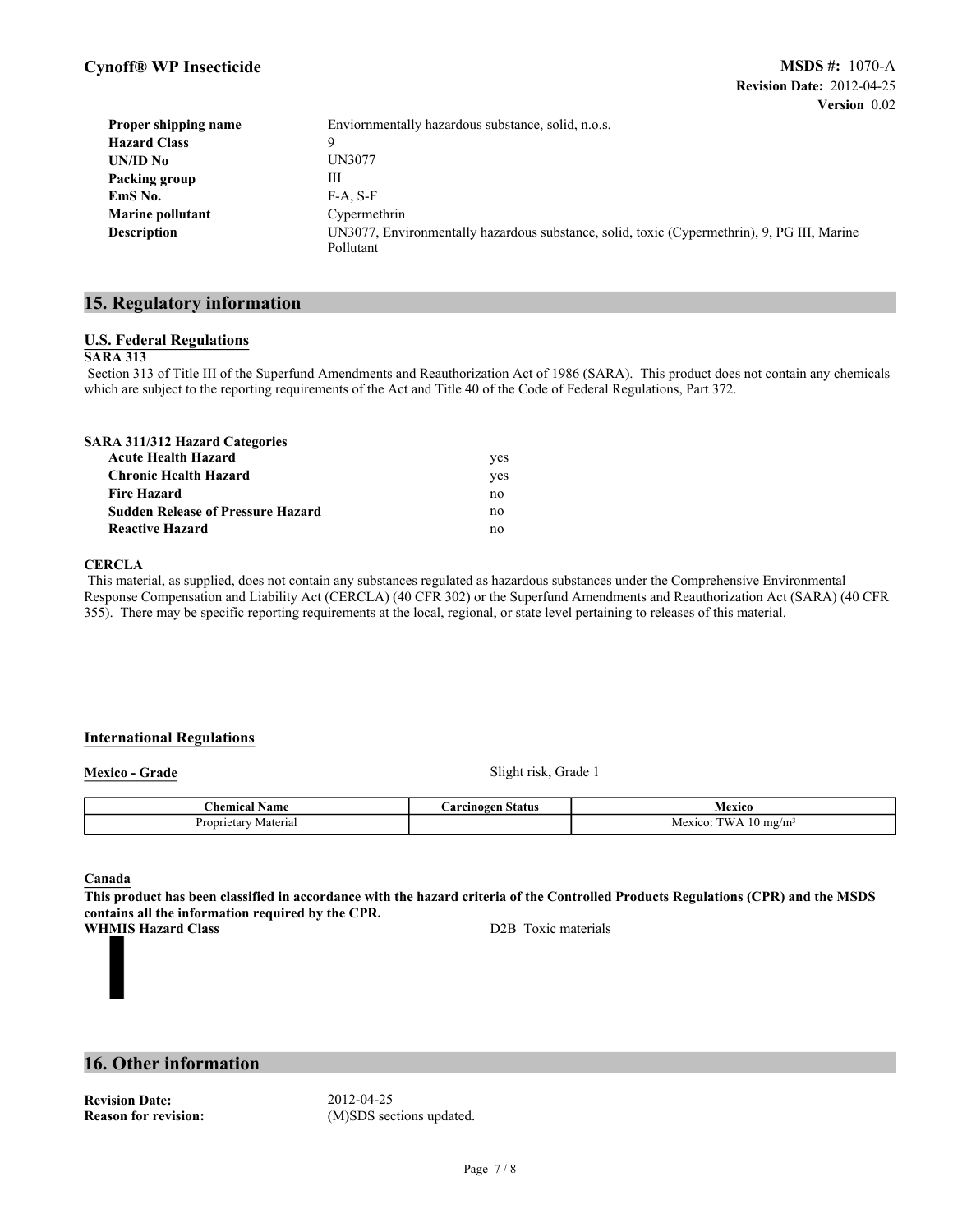| | |
|---|---|
| **Proper shipping name** | Enviornmentally hazardous substance, solid, n.o.s. |
| **Hazard Class** | 9 |
| **UN/ID No** | UN3077 |
| **Packing group** | III |
| **EmS No.** | F-A, S-F |
| **Marine pollutant** | Cypermethrin |
| **Description** | UN3077, Environmentally hazardous substance, solid, toxic (Cypermethrin), 9, PG III, Marine Pollutant |

## 15. Regulatory information

### U.S. Federal Regulations

**SARA 313**

Section 313 of Title III of the Superfund Amendments and Reauthorization Act of 1986 (SARA). This product does not contain any chemicals which are subject to the reporting requirements of the Act and Title 40 of the Code of Federal Regulations, Part 372.

**SARA 311/312 Hazard Categories**

| | |
|---|---|
| **Acute Health Hazard** | yes |
| **Chronic Health Hazard** | yes |
| **Fire Hazard** | no |
| **Sudden Release of Pressure Hazard** | no |
| **Reactive Hazard** | no |

**CERCLA**

This material, as supplied, does not contain any substances regulated as hazardous substances under the Comprehensive Environmental Response Compensation and Liability Act (CERCLA) (40 CFR 302) or the Superfund Amendments and Reauthorization Act (SARA) (40 CFR 355). There may be specific reporting requirements at the local, regional, or state level pertaining to releases of this material.

### International Regulations

**Mexico - Grade** Slight risk, Grade 1

| Chemical Name | Carcinogen Status | Mexico |
|---|---|---|
| Proprietary Material | | Mexico: TWA 10 mg/m³ |

**Canada**

**This product has been classified in accordance with the hazard criteria of the Controlled Products Regulations (CPR) and the MSDS contains all the information required by the CPR.**

**WHMIS Hazard Class** D2B Toxic materials

## 16. Other information

| | |
|---|---|
| **Revision Date:** | 2012-04-25 |
| **Reason for revision:** | (M)SDS sections updated. |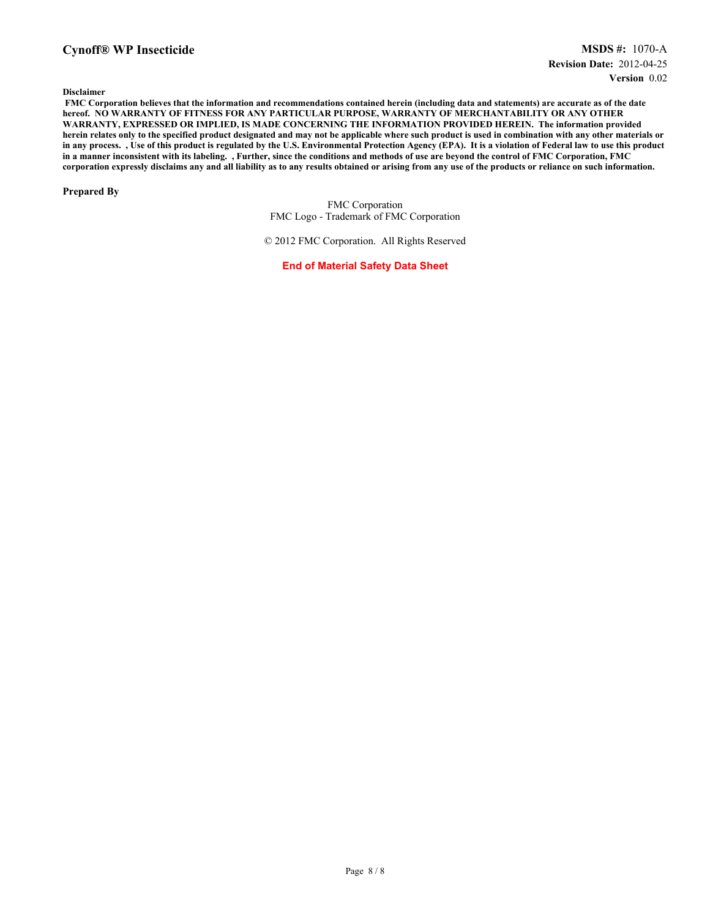**Disclaimer**

**FMC Corporation believes that the information and recommendations contained herein (including data and statements) are accurate as of the date hereof. NO WARRANTY OF FITNESS FOR ANY PARTICULAR PURPOSE, WARRANTY OF MERCHANTABILITY OR ANY OTHER WARRANTY, EXPRESSED OR IMPLIED, IS MADE CONCERNING THE INFORMATION PROVIDED HEREIN. The information provided herein relates only to the specified product designated and may not be applicable where such product is used in combination with any other materials or in any process. , Use of this product is regulated by the U.S. Environmental Protection Agency (EPA). It is a violation of Federal law to use this product in a manner inconsistent with its labeling. , Further, since the conditions and methods of use are beyond the control of FMC Corporation, FMC corporation expressly disclaims any and all liability as to any results obtained or arising from any use of the products or reliance on such information.**

**Prepared By**

FMC Corporation
FMC Logo - Trademark of FMC Corporation

© 2012 FMC Corporation. All Rights Reserved

**End of Material Safety Data Sheet**